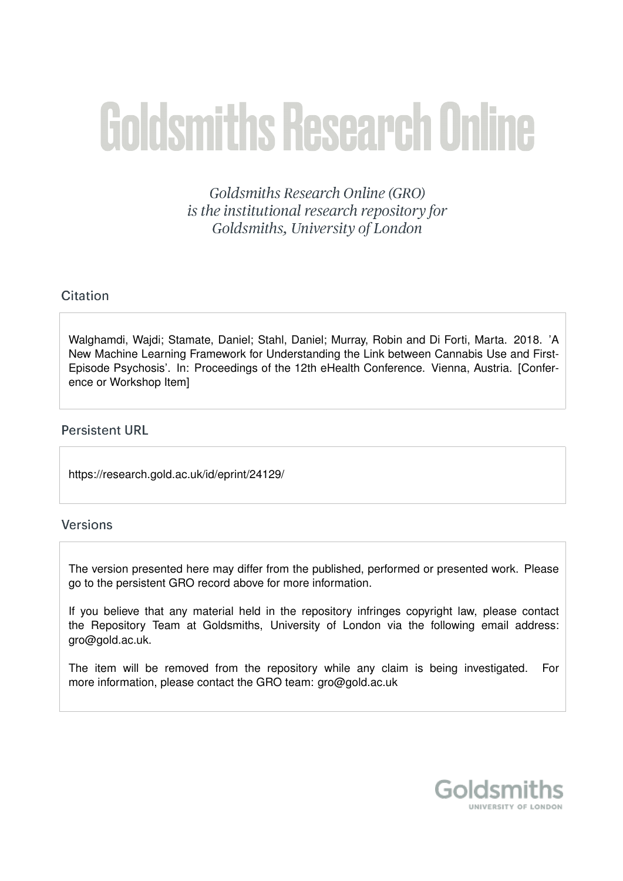# Goldsmiths Research Online

*Goldsmiths Research Online (GRO) is the institutional research repository for Goldsmiths, University of London*

## Citation

Walghamdi, Wajdi; Stamate, Daniel; Stahl, Daniel; Murray, Robin and Di Forti, Marta. 2018. 'A New Machine Learning Framework for Understanding the Link between Cannabis Use and First-Episode Psychosis'. In: Proceedings of the 12th eHealth Conference. Vienna, Austria. [Conference or Workshop Item]

## Persistent URL

https://research.gold.ac.uk/id/eprint/24129/

## Versions

The version presented here may differ from the published, performed or presented work. Please go to the persistent GRO record above for more information.

If you believe that any material held in the repository infringes copyright law, please contact the Repository Team at Goldsmiths, University of London via the following email address: gro@gold.ac.uk.

The item will be removed from the repository while any claim is being investigated. For more information, please contact the GRO team: gro@gold.ac.uk

Goldsmiths
UNIVERSITY OF LONDON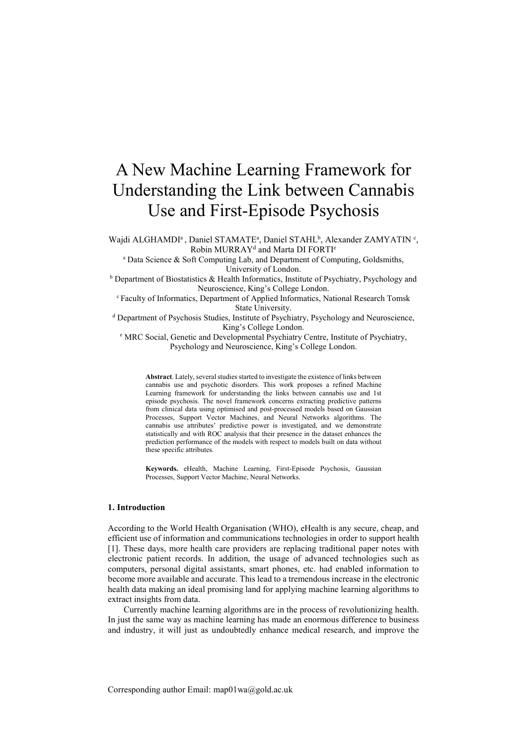# A New Machine Learning Framework for Understanding the Link between Cannabis Use and First-Episode Psychosis

Wajdi ALGHAMDI[a], Daniel STAMATE[a], Daniel STAHL[b], Alexander ZAMYATIN[c], Robin MURRAY[d] and Marta DI FORTI[e]

[a] Data Science & Soft Computing Lab, and Department of Computing, Goldsmiths, University of London.

[b] Department of Biostatistics & Health Informatics, Institute of Psychiatry, Psychology and Neuroscience, King's College London.

[c] Faculty of Informatics, Department of Applied Informatics, National Research Tomsk State University.

[d] Department of Psychosis Studies, Institute of Psychiatry, Psychology and Neuroscience, King's College London.

[e] MRC Social, Genetic and Developmental Psychiatry Centre, Institute of Psychiatry, Psychology and Neuroscience, King's College London.

**Abstract**. Lately, several studies started to investigate the existence of links between cannabis use and psychotic disorders. This work proposes a refined Machine Learning framework for understanding the links between cannabis use and 1st episode psychosis. The novel framework concerns extracting predictive patterns from clinical data using optimised and post-processed models based on Gaussian Processes, Support Vector Machines, and Neural Networks algorithms. The cannabis use attributes' predictive power is investigated, and we demonstrate statistically and with ROC analysis that their presence in the dataset enhances the prediction performance of the models with respect to models built on data without these specific attributes.

**Keywords.** eHealth, Machine Learning, First-Episode Psychosis, Gaussian Processes, Support Vector Machine, Neural Networks.

## 1. Introduction

According to the World Health Organisation (WHO), eHealth is any secure, cheap, and efficient use of information and communications technologies in order to support health [1]. These days, more health care providers are replacing traditional paper notes with electronic patient records. In addition, the usage of advanced technologies such as computers, personal digital assistants, smart phones, etc. had enabled information to become more available and accurate. This lead to a tremendous increase in the electronic health data making an ideal promising land for applying machine learning algorithms to extract insights from data.

Currently machine learning algorithms are in the process of revolutionizing health. In just the same way as machine learning has made an enormous difference to business and industry, it will just as undoubtedly enhance medical research, and improve the

Corresponding author Email: map01wa@gold.ac.uk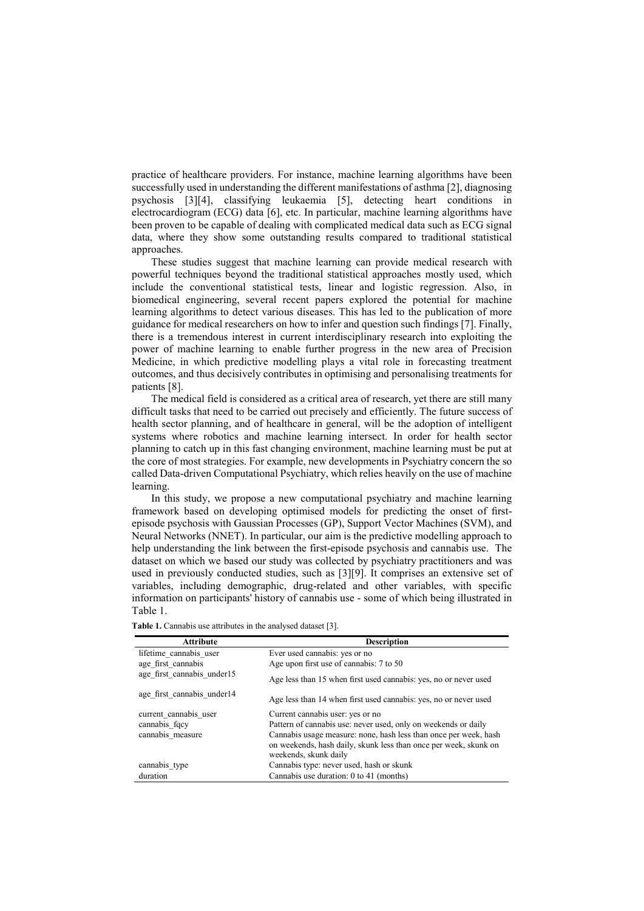practice of healthcare providers. For instance, machine learning algorithms have been successfully used in understanding the different manifestations of asthma [2], diagnosing psychosis [3][4], classifying leukaemia [5], detecting heart conditions in electrocardiogram (ECG) data [6], etc. In particular, machine learning algorithms have been proven to be capable of dealing with complicated medical data such as ECG signal data, where they show some outstanding results compared to traditional statistical approaches.

These studies suggest that machine learning can provide medical research with powerful techniques beyond the traditional statistical approaches mostly used, which include the conventional statistical tests, linear and logistic regression. Also, in biomedical engineering, several recent papers explored the potential for machine learning algorithms to detect various diseases. This has led to the publication of more guidance for medical researchers on how to infer and question such findings [7]. Finally, there is a tremendous interest in current interdisciplinary research into exploiting the power of machine learning to enable further progress in the new area of Precision Medicine, in which predictive modelling plays a vital role in forecasting treatment outcomes, and thus decisively contributes in optimising and personalising treatments for patients [8].

The medical field is considered as a critical area of research, yet there are still many difficult tasks that need to be carried out precisely and efficiently. The future success of health sector planning, and of healthcare in general, will be the adoption of intelligent systems where robotics and machine learning intersect. In order for health sector planning to catch up in this fast changing environment, machine learning must be put at the core of most strategies. For example, new developments in Psychiatry concern the so called Data-driven Computational Psychiatry, which relies heavily on the use of machine learning.

In this study, we propose a new computational psychiatry and machine learning framework based on developing optimised models for predicting the onset of first-episode psychosis with Gaussian Processes (GP), Support Vector Machines (SVM), and Neural Networks (NNET). In particular, our aim is the predictive modelling approach to help understanding the link between the first-episode psychosis and cannabis use. The dataset on which we based our study was collected by psychiatry practitioners and was used in previously conducted studies, such as [3][9]. It comprises an extensive set of variables, including demographic, drug-related and other variables, with specific information on participants' history of cannabis use - some of which being illustrated in Table 1.

**Table 1.** Cannabis use attributes in the analysed dataset [3].

| Attribute | Description |
|---|---|
| lifetime_cannabis_user | Ever used cannabis: yes or no |
| age_first_cannabis | Age upon first use of cannabis: 7 to 50 |
| age_first_cannabis_under15 | Age less than 15 when first used cannabis: yes, no or never used |
| age_first_cannabis_under14 | Age less than 14 when first used cannabis: yes, no or never used |
| current_cannabis_user | Current cannabis user: yes or no |
| cannabis_fqcy | Pattern of cannabis use: never used, only on weekends or daily |
| cannabis_measure | Cannabis usage measure: none, hash less than once per week, hash on weekends, hash daily, skunk less than once per week, skunk on weekends, skunk daily |
| cannabis_type | Cannabis type: never used, hash or skunk |
| duration | Cannabis use duration: 0 to 41 (months) |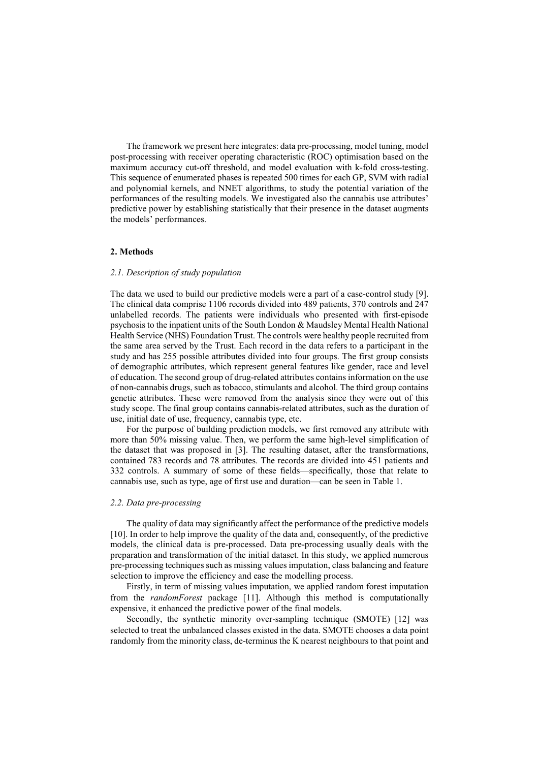The framework we present here integrates: data pre-processing, model tuning, model post-processing with receiver operating characteristic (ROC) optimisation based on the maximum accuracy cut-off threshold, and model evaluation with k-fold cross-testing. This sequence of enumerated phases is repeated 500 times for each GP, SVM with radial and polynomial kernels, and NNET algorithms, to study the potential variation of the performances of the resulting models. We investigated also the cannabis use attributes' predictive power by establishing statistically that their presence in the dataset augments the models' performances.

## 2. Methods

### *2.1. Description of study population*

The data we used to build our predictive models were a part of a case-control study [9]. The clinical data comprise 1106 records divided into 489 patients, 370 controls and 247 unlabelled records. The patients were individuals who presented with first-episode psychosis to the inpatient units of the South London & Maudsley Mental Health National Health Service (NHS) Foundation Trust. The controls were healthy people recruited from the same area served by the Trust. Each record in the data refers to a participant in the study and has 255 possible attributes divided into four groups. The first group consists of demographic attributes, which represent general features like gender, race and level of education. The second group of drug-related attributes contains information on the use of non-cannabis drugs, such as tobacco, stimulants and alcohol. The third group contains genetic attributes. These were removed from the analysis since they were out of this study scope. The final group contains cannabis-related attributes, such as the duration of use, initial date of use, frequency, cannabis type, etc.

For the purpose of building prediction models, we first removed any attribute with more than 50% missing value. Then, we perform the same high-level simplification of the dataset that was proposed in [3]. The resulting dataset, after the transformations, contained 783 records and 78 attributes. The records are divided into 451 patients and 332 controls. A summary of some of these fields—specifically, those that relate to cannabis use, such as type, age of first use and duration—can be seen in Table 1.

### *2.2. Data pre-processing*

The quality of data may significantly affect the performance of the predictive models [10]. In order to help improve the quality of the data and, consequently, of the predictive models, the clinical data is pre-processed. Data pre-processing usually deals with the preparation and transformation of the initial dataset. In this study, we applied numerous pre-processing techniques such as missing values imputation, class balancing and feature selection to improve the efficiency and ease the modelling process.

Firstly, in term of missing values imputation, we applied random forest imputation from the *randomForest* package [11]. Although this method is computationally expensive, it enhanced the predictive power of the final models.

Secondly, the synthetic minority over-sampling technique (SMOTE) [12] was selected to treat the unbalanced classes existed in the data. SMOTE chooses a data point randomly from the minority class, de-terminus the K nearest neighbours to that point and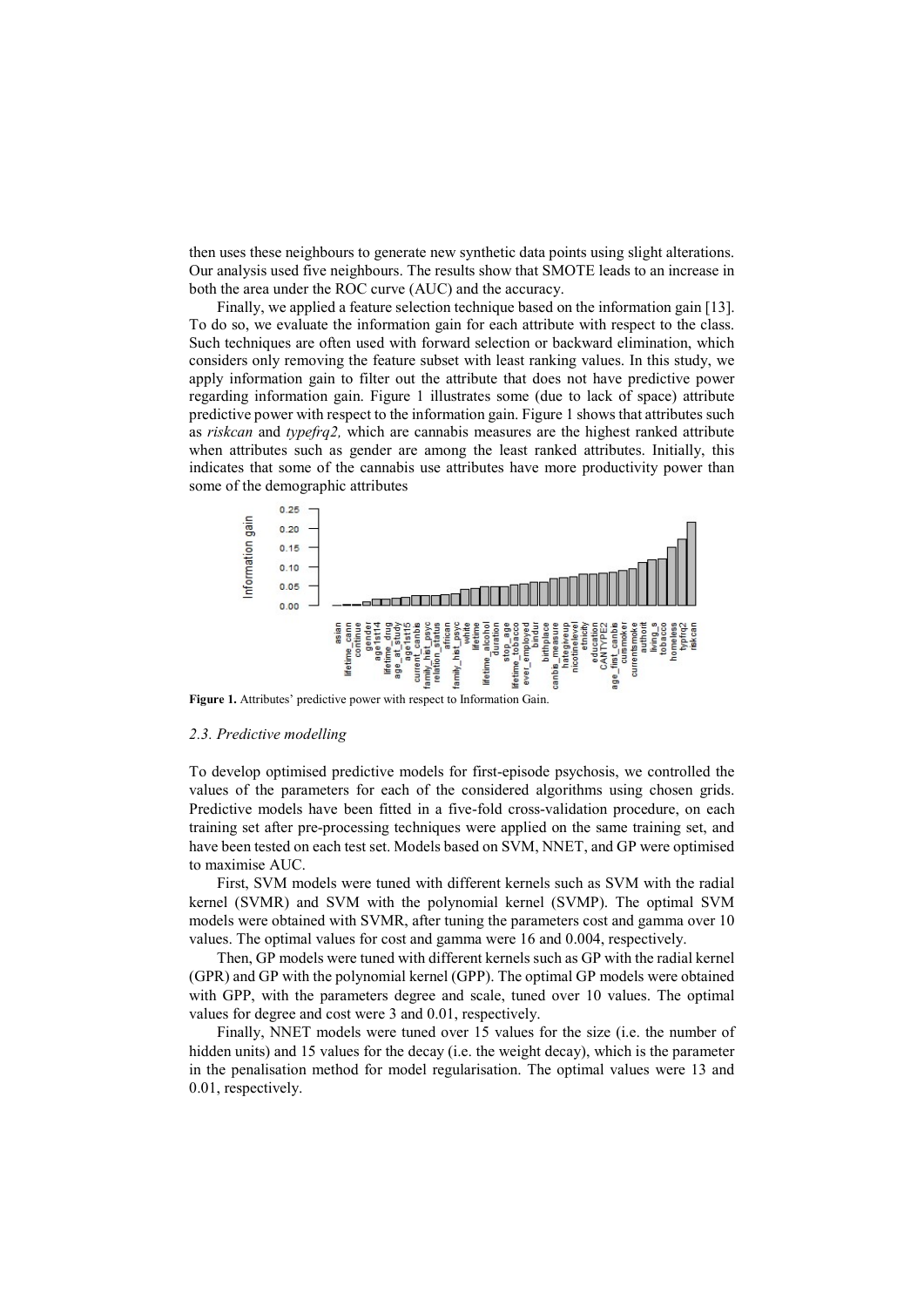then uses these neighbours to generate new synthetic data points using slight alterations. Our analysis used five neighbours. The results show that SMOTE leads to an increase in both the area under the ROC curve (AUC) and the accuracy.

Finally, we applied a feature selection technique based on the information gain [13]. To do so, we evaluate the information gain for each attribute with respect to the class. Such techniques are often used with forward selection or backward elimination, which considers only removing the feature subset with least ranking values. In this study, we apply information gain to filter out the attribute that does not have predictive power regarding information gain. Figure 1 illustrates some (due to lack of space) attribute predictive power with respect to the information gain. Figure 1 shows that attributes such as *riskcan* and *typefrq2,* which are cannabis measures are the highest ranked attribute when attributes such as gender are among the least ranked attributes. Initially, this indicates that some of the cannabis use attributes have more productivity power than some of the demographic attributes

**Figure 1.** Attributes' predictive power with respect to Information Gain.

### *2.3. Predictive modelling*

To develop optimised predictive models for first-episode psychosis, we controlled the values of the parameters for each of the considered algorithms using chosen grids. Predictive models have been fitted in a five-fold cross-validation procedure, on each training set after pre-processing techniques were applied on the same training set, and have been tested on each test set. Models based on SVM, NNET, and GP were optimised to maximise AUC.

First, SVM models were tuned with different kernels such as SVM with the radial kernel (SVMR) and SVM with the polynomial kernel (SVMP). The optimal SVM models were obtained with SVMR, after tuning the parameters cost and gamma over 10 values. The optimal values for cost and gamma were 16 and 0.004, respectively.

Then, GP models were tuned with different kernels such as GP with the radial kernel (GPR) and GP with the polynomial kernel (GPP). The optimal GP models were obtained with GPP, with the parameters degree and scale, tuned over 10 values. The optimal values for degree and cost were 3 and 0.01, respectively.

Finally, NNET models were tuned over 15 values for the size (i.e. the number of hidden units) and 15 values for the decay (i.e. the weight decay), which is the parameter in the penalisation method for model regularisation. The optimal values were 13 and 0.01, respectively.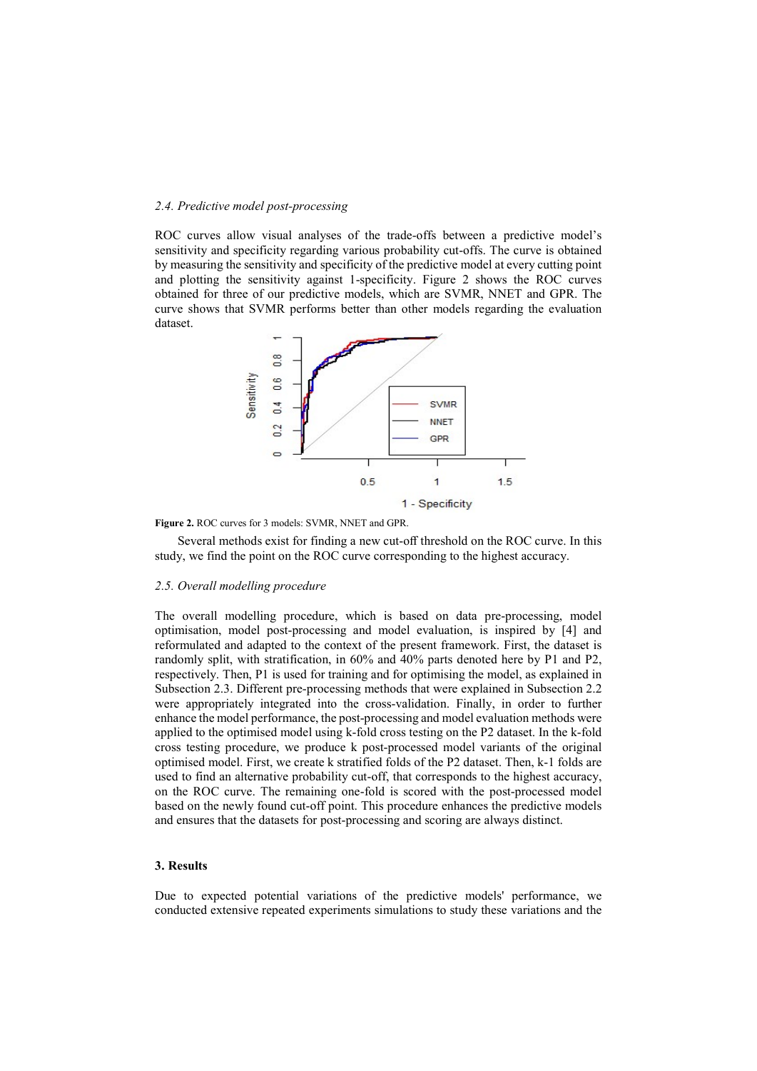### 2.4. Predictive model post-processing

ROC curves allow visual analyses of the trade-offs between a predictive model's sensitivity and specificity regarding various probability cut-offs. The curve is obtained by measuring the sensitivity and specificity of the predictive model at every cutting point and plotting the sensitivity against 1-specificity. Figure 2 shows the ROC curves obtained for three of our predictive models, which are SVMR, NNET and GPR. The curve shows that SVMR performs better than other models regarding the evaluation dataset.

**Figure 2.** ROC curves for 3 models: SVMR, NNET and GPR.

Several methods exist for finding a new cut-off threshold on the ROC curve. In this study, we find the point on the ROC curve corresponding to the highest accuracy.

### 2.5. Overall modelling procedure

The overall modelling procedure, which is based on data pre-processing, model optimisation, model post-processing and model evaluation, is inspired by [4] and reformulated and adapted to the context of the present framework. First, the dataset is randomly split, with stratification, in 60% and 40% parts denoted here by P1 and P2, respectively. Then, P1 is used for training and for optimising the model, as explained in Subsection 2.3. Different pre-processing methods that were explained in Subsection 2.2 were appropriately integrated into the cross-validation. Finally, in order to further enhance the model performance, the post-processing and model evaluation methods were applied to the optimised model using k-fold cross testing on the P2 dataset. In the k-fold cross testing procedure, we produce k post-processed model variants of the original optimised model. First, we create k stratified folds of the P2 dataset. Then, k-1 folds are used to find an alternative probability cut-off, that corresponds to the highest accuracy, on the ROC curve. The remaining one-fold is scored with the post-processed model based on the newly found cut-off point. This procedure enhances the predictive models and ensures that the datasets for post-processing and scoring are always distinct.

## 3. Results

Due to expected potential variations of the predictive models' performance, we conducted extensive repeated experiments simulations to study these variations and the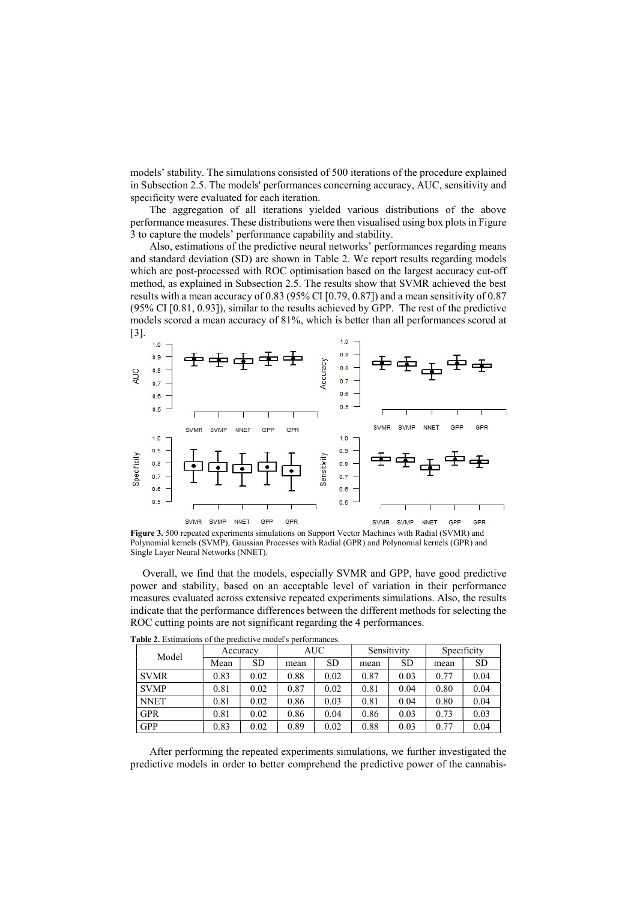models' stability. The simulations consisted of 500 iterations of the procedure explained in Subsection 2.5. The models' performances concerning accuracy, AUC, sensitivity and specificity were evaluated for each iteration.

The aggregation of all iterations yielded various distributions of the above performance measures. These distributions were then visualised using box plots in Figure 3 to capture the models' performance capability and stability.

Also, estimations of the predictive neural networks' performances regarding means and standard deviation (SD) are shown in Table 2. We report results regarding models which are post-processed with ROC optimisation based on the largest accuracy cut-off method, as explained in Subsection 2.5. The results show that SVMR achieved the best results with a mean accuracy of 0.83 (95% CI [0.79, 0.87]) and a mean sensitivity of 0.87 (95% CI [0.81, 0.93]), similar to the results achieved by GPP. The rest of the predictive models scored a mean accuracy of 81%, which is better than all performances scored at [3].

**Figure 3.** 500 repeated experiments simulations on Support Vector Machines with Radial (SVMR) and Polynomial kernels (SVMP), Gaussian Processes with Radial (GPR) and Polynomial kernels (GPR) and Single Layer Neural Networks (NNET).

Overall, we find that the models, especially SVMR and GPP, have good predictive power and stability, based on an acceptable level of variation in their performance measures evaluated across extensive repeated experiments simulations. Also, the results indicate that the performance differences between the different methods for selecting the ROC cutting points are not significant regarding the 4 performances.

**Table 2.** Estimations of the predictive model's performances.

| Model | Accuracy | | AUC | | Sensitivity | | Specificity | |
|---|---|---|---|---|---|---|---|---|
| | Mean | SD | mean | SD | mean | SD | mean | SD |
| SVMR | 0.83 | 0.02 | 0.88 | 0.02 | 0.87 | 0.03 | 0.77 | 0.04 |
| SVMP | 0.81 | 0.02 | 0.87 | 0.02 | 0.81 | 0.04 | 0.80 | 0.04 |
| NNET | 0.81 | 0.02 | 0.86 | 0.03 | 0.81 | 0.04 | 0.80 | 0.04 |
| GPR | 0.81 | 0.02 | 0.86 | 0.04 | 0.86 | 0.03 | 0.73 | 0.03 |
| GPP | 0.83 | 0.02 | 0.89 | 0.02 | 0.88 | 0.03 | 0.77 | 0.04 |

After performing the repeated experiments simulations, we further investigated the predictive models in order to better comprehend the predictive power of the cannabis-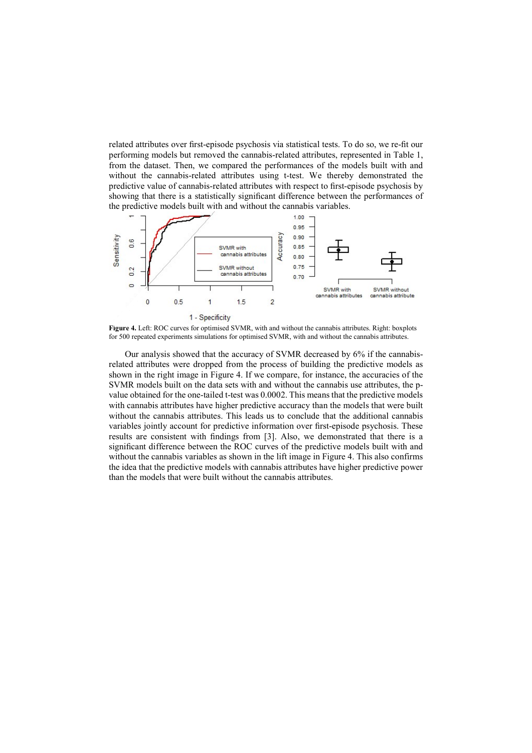related attributes over first-episode psychosis via statistical tests. To do so, we re-fit our performing models but removed the cannabis-related attributes, represented in Table 1, from the dataset. Then, we compared the performances of the models built with and without the cannabis-related attributes using t-test. We thereby demonstrated the predictive value of cannabis-related attributes with respect to first-episode psychosis by showing that there is a statistically significant difference between the performances of the predictive models built with and without the cannabis variables.

**Figure 4.** Left: ROC curves for optimised SVMR, with and without the cannabis attributes. Right: boxplots for 500 repeated experiments simulations for optimised SVMR, with and without the cannabis attributes.

Our analysis showed that the accuracy of SVMR decreased by 6% if the cannabis-related attributes were dropped from the process of building the predictive models as shown in the right image in Figure 4. If we compare, for instance, the accuracies of the SVMR models built on the data sets with and without the cannabis use attributes, the p-value obtained for the one-tailed t-test was 0.0002. This means that the predictive models with cannabis attributes have higher predictive accuracy than the models that were built without the cannabis attributes. This leads us to conclude that the additional cannabis variables jointly account for predictive information over first-episode psychosis. These results are consistent with findings from [3]. Also, we demonstrated that there is a significant difference between the ROC curves of the predictive models built with and without the cannabis variables as shown in the lift image in Figure 4. This also confirms the idea that the predictive models with cannabis attributes have higher predictive power than the models that were built without the cannabis attributes.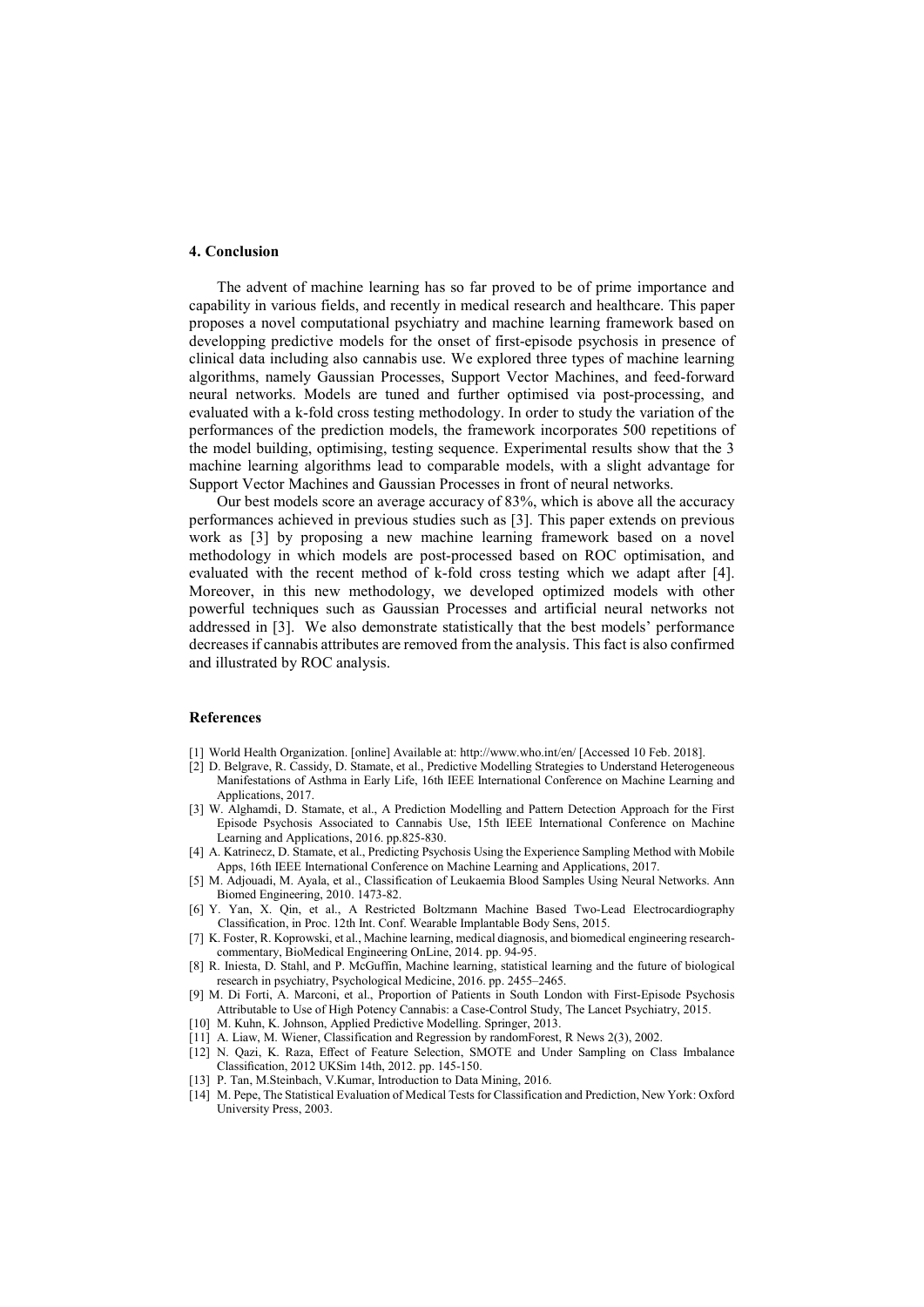## 4. Conclusion

The advent of machine learning has so far proved to be of prime importance and capability in various fields, and recently in medical research and healthcare. This paper proposes a novel computational psychiatry and machine learning framework based on developping predictive models for the onset of first-episode psychosis in presence of clinical data including also cannabis use. We explored three types of machine learning algorithms, namely Gaussian Processes, Support Vector Machines, and feed-forward neural networks. Models are tuned and further optimised via post-processing, and evaluated with a k-fold cross testing methodology. In order to study the variation of the performances of the prediction models, the framework incorporates 500 repetitions of the model building, optimising, testing sequence. Experimental results show that the 3 machine learning algorithms lead to comparable models, with a slight advantage for Support Vector Machines and Gaussian Processes in front of neural networks.

Our best models score an average accuracy of 83%, which is above all the accuracy performances achieved in previous studies such as [3]. This paper extends on previous work as [3] by proposing a new machine learning framework based on a novel methodology in which models are post-processed based on ROC optimisation, and evaluated with the recent method of k-fold cross testing which we adapt after [4]. Moreover, in this new methodology, we developed optimized models with other powerful techniques such as Gaussian Processes and artificial neural networks not addressed in [3]. We also demonstrate statistically that the best models' performance decreases if cannabis attributes are removed from the analysis. This fact is also confirmed and illustrated by ROC analysis.

## References

[1] World Health Organization. [online] Available at: http://www.who.int/en/ [Accessed 10 Feb. 2018].

[2] D. Belgrave, R. Cassidy, D. Stamate, et al., Predictive Modelling Strategies to Understand Heterogeneous Manifestations of Asthma in Early Life, 16th IEEE International Conference on Machine Learning and Applications, 2017.

[3] W. Alghamdi, D. Stamate, et al., A Prediction Modelling and Pattern Detection Approach for the First Episode Psychosis Associated to Cannabis Use, 15th IEEE International Conference on Machine Learning and Applications, 2016. pp.825-830.

[4] A. Katrinecz, D. Stamate, et al., Predicting Psychosis Using the Experience Sampling Method with Mobile Apps, 16th IEEE International Conference on Machine Learning and Applications, 2017.

[5] M. Adjouadi, M. Ayala, et al., Classification of Leukaemia Blood Samples Using Neural Networks. Ann Biomed Engineering, 2010. 1473-82.

[6] Y. Yan, X. Qin, et al., A Restricted Boltzmann Machine Based Two-Lead Electrocardiography Classification, in Proc. 12th Int. Conf. Wearable Implantable Body Sens, 2015.

[7] K. Foster, R. Koprowski, et al., Machine learning, medical diagnosis, and biomedical engineering research-commentary, BioMedical Engineering OnLine, 2014. pp. 94-95.

[8] R. Iniesta, D. Stahl, and P. McGuffin, Machine learning, statistical learning and the future of biological research in psychiatry, Psychological Medicine, 2016. pp. 2455–2465.

[9] M. Di Forti, A. Marconi, et al., Proportion of Patients in South London with First-Episode Psychosis Attributable to Use of High Potency Cannabis: a Case-Control Study, The Lancet Psychiatry, 2015.

[10] M. Kuhn, K. Johnson, Applied Predictive Modelling. Springer, 2013.

[11] A. Liaw, M. Wiener, Classification and Regression by randomForest, R News 2(3), 2002.

[12] N. Qazi, K. Raza, Effect of Feature Selection, SMOTE and Under Sampling on Class Imbalance Classification, 2012 UKSim 14th, 2012. pp. 145-150.

[13] P. Tan, M.Steinbach, V.Kumar, Introduction to Data Mining, 2016.

[14] M. Pepe, The Statistical Evaluation of Medical Tests for Classification and Prediction, New York: Oxford University Press, 2003.